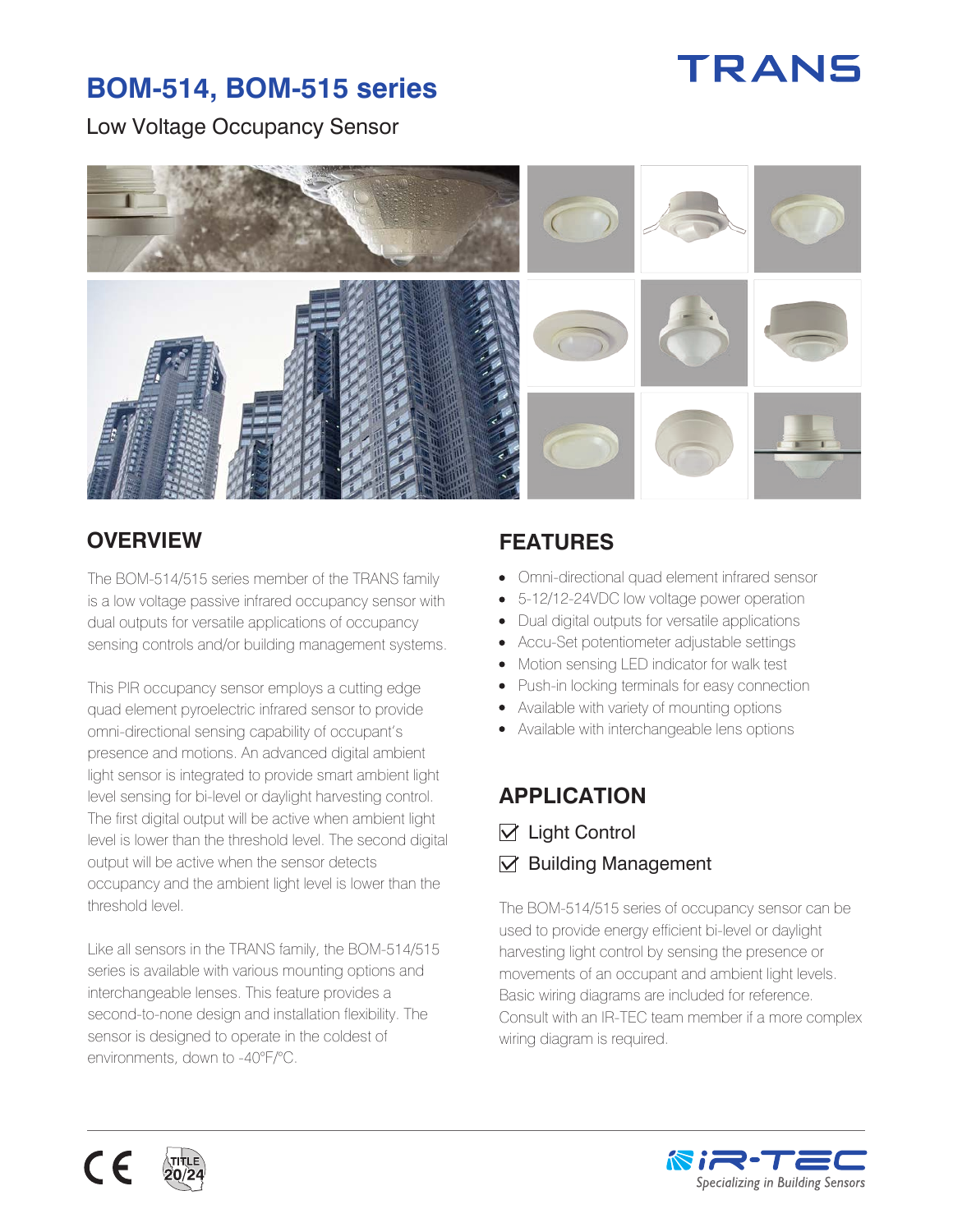TRANS

# BOM-514, BOM-515 series

Low Voltage Occupancy Sensor

## OVERVIEW

The BOM-514/515 series member of the TRANS family is a low voltage passive infrared occupancy sensor with dual outputs for versatile applications of occupancy sensing controls and/or building management systems.

This PIR occupancy sensor employs a cutting edge quad element pyroelectric infrared sensor to provide omni-directional sensing capability of occupant's presence and motions. An advanced digital ambient light sensor is integrated to provide smart ambient light level sensing for bi-level or daylight harvesting control. The first digital output will be active when ambient light level is lower than the threshold level. The second digital output will be active when the sensor detects occupancy and the ambient light level is lower than the threshold level.

Like all sensors in the TRANS family, the BOM-514/515 series is available with various mounting options and interchangeable lenses. This feature provides a second-to-none design and installation flexibility. The sensor is designed to operate in the coldest of environments, down to -40°F/°C.

## FEATURES

- Omni-directional quad element infrared sensor
- 5-12/12-24VDC low voltage power operation
- Dual digital outputs for versatile applications
- Accu-Set potentiometer adjustable settings
- Motion sensing LED indicator for walk test
- Push-in locking terminals for easy connection
- Available with variety of mounting options
- Available with interchangeable lens options

## APPLICATION

☑ Light Control

☑ Building Management

The BOM-514/515 series of occupancy sensor can be used to provide energy efficient bi-level or daylight harvesting light control by sensing the presence or movements of an occupant and ambient light levels. Basic wiring diagrams are included for reference. Consult with an IR-TEC team member if a more complex wiring diagram is required.

CE TITLE 20/24

iR-TEC *Specializing in Building Sensors*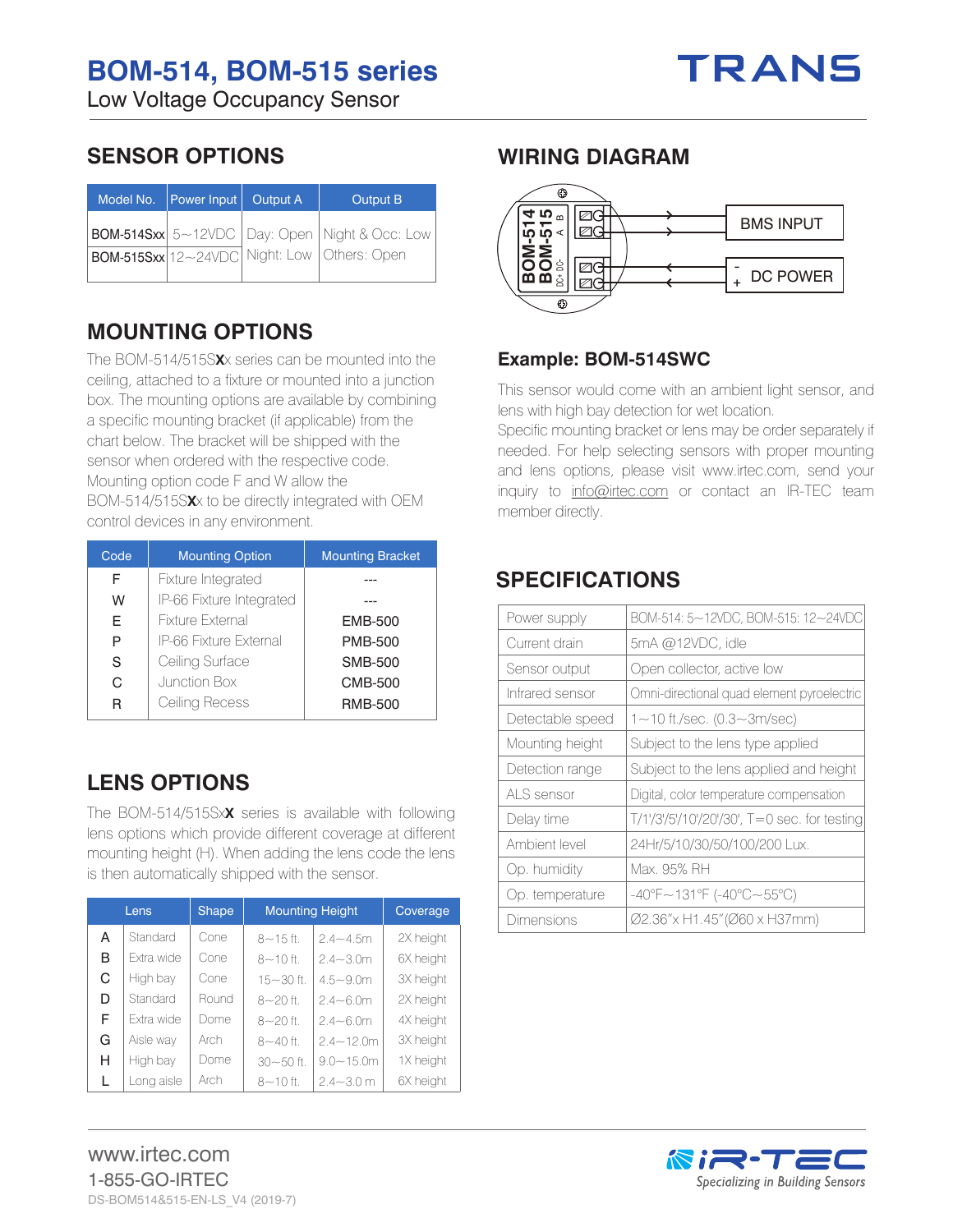# BOM-514, BOM-515 series

Low Voltage Occupancy Sensor

## SENSOR OPTIONS

| Model No. | Power Input | Output A | Output B |
|---|---|---|---|
| BOM-514Sxx | 5~12VDC | Day: Open | Night & Occ: Low |
| BOM-515Sxx | 12~24VDC | Night: Low | Others: Open |

## MOUNTING OPTIONS

The BOM-514/515S**X**x series can be mounted into the ceiling, attached to a fixture or mounted into a junction box. The mounting options are available by combining a specific mounting bracket (if applicable) from the chart below. The bracket will be shipped with the sensor when ordered with the respective code.
Mounting option code F and W allow the BOM-514/515S**X**x to be directly integrated with OEM control devices in any environment.

| Code | Mounting Option | Mounting Bracket |
|---|---|---|
| F | Fixture Integrated | --- |
| W | IP-66 Fixture Integrated | --- |
| E | Fixture External | EMB-500 |
| P | IP-66 Fixture External | PMB-500 |
| S | Ceiling Surface | SMB-500 |
| C | Junction Box | CMB-500 |
| R | Ceiling Recess | RMB-500 |

## LENS OPTIONS

The BOM-514/515Sx**X** series is available with following lens options which provide different coverage at different mounting height (H). When adding the lens code the lens is then automatically shipped with the sensor.

| Lens | | Shape | Mounting Height | | Coverage |
|---|---|---|---|---|---|
| A | Standard | Cone | 8~15 ft. | 2.4~4.5m | 2X height |
| B | Extra wide | Cone | 8~10 ft. | 2.4~3.0m | 6X height |
| C | High bay | Cone | 15~30 ft. | 4.5~9.0m | 3X height |
| D | Standard | Round | 8~20 ft. | 2.4~6.0m | 2X height |
| F | Extra wide | Dome | 8~20 ft. | 2.4~6.0m | 4X height |
| G | Aisle way | Arch | 8~40 ft. | 2.4~12.0m | 3X height |
| H | High bay | Dome | 30~50 ft. | 9.0~15.0m | 1X height |
| L | Long aisle | Arch | 8~10 ft. | 2.4~3.0 m | 6X height |

## WIRING DIAGRAM

BOM-514
BOM-515
B
A
DC- DC+
BMS INPUT
- DC POWER +

## Example: BOM-514SWC

This sensor would come with an ambient light sensor, and lens with high bay detection for wet location.
Specific mounting bracket or lens may be order separately if needed. For help selecting sensors with proper mounting and lens options, please visit www.irtec.com, send your inquiry to info@irtec.com or contact an IR-TEC team member directly.

## SPECIFICATIONS

| | |
|---|---|
| Power supply | BOM-514: 5~12VDC, BOM-515: 12~24VDC |
| Current drain | 5mA @12VDC, idle |
| Sensor output | Open collector, active low |
| Infrared sensor | Omni-directional quad element pyroelectric |
| Detectable speed | 1~10 ft./sec. (0.3~3m/sec) |
| Mounting height | Subject to the lens type applied |
| Detection range | Subject to the lens applied and height |
| ALS sensor | Digital, color temperature compensation |
| Delay time | T/1'/3'/5'/10'/20'/30', T=0 sec. for testing |
| Ambient level | 24Hr/5/10/30/50/100/200 Lux. |
| Op. humidity | Max. 95% RH |
| Op. temperature | -40°F~131°F (-40°C~55°C) |
| Dimensions | Ø2.36"x H1.45"(Ø60 x H37mm) |

www.irtec.com
1-855-GO-IRTEC
DS-BOM514&515-EN-LS_V4 (2019-7)

IR-TEC Specializing in Building Sensors